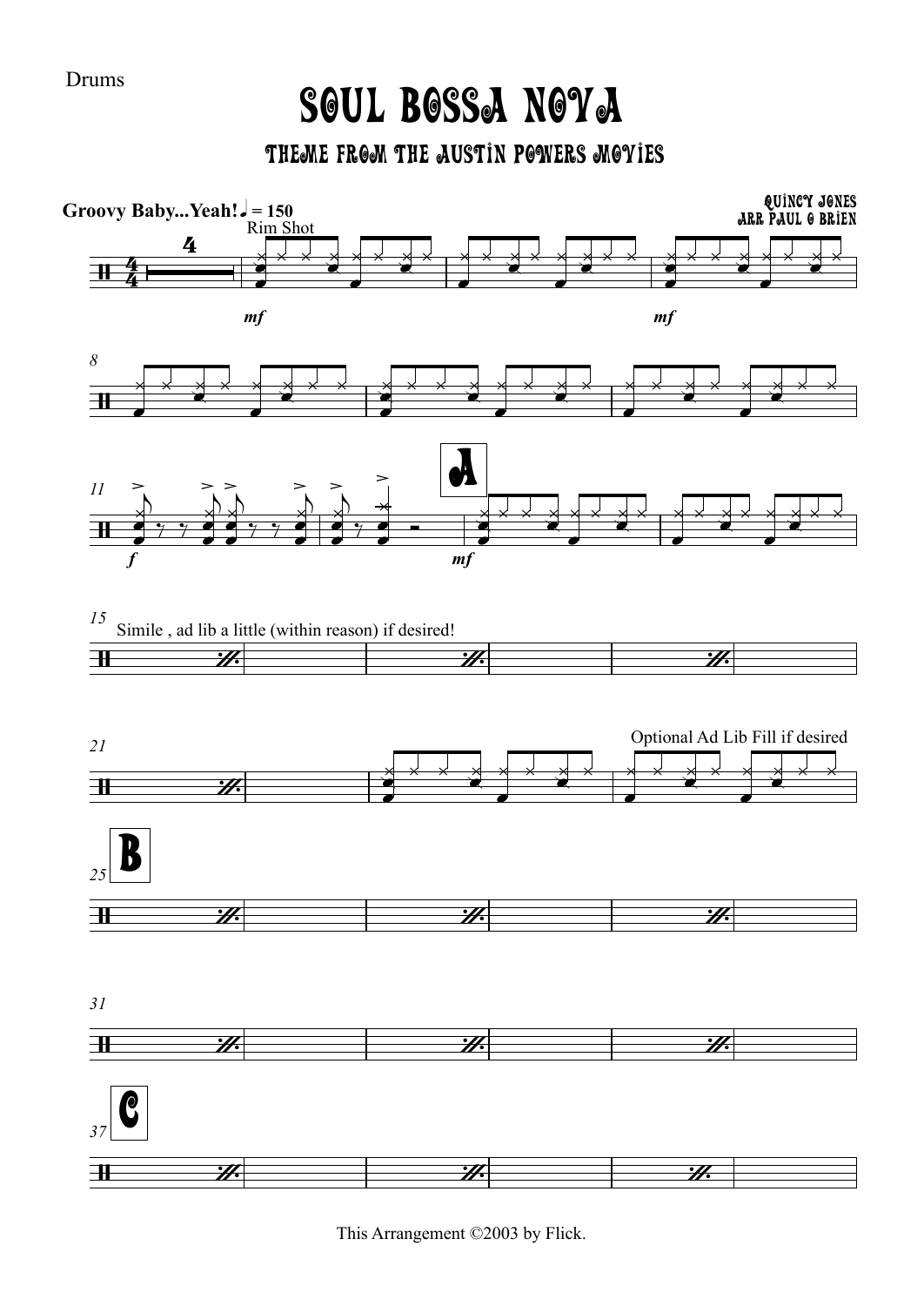Drums

# SOUL BOSSA NOVA

## THEME FROM THE AUSTIN POWERS MOVIES

QUINCY JONES
ARR PAUL O BRIEN

**Groovy Baby...Yeah!** ♩ = 150

Rim Shot

*mf*

*mf*

8

11

*f*

A

*mf*

15 Simile , ad lib a little (within reason) if desired!

21

Optional Ad Lib Fill if desired

25 B

31

37 C

This Arrangement ©2003 by Flick.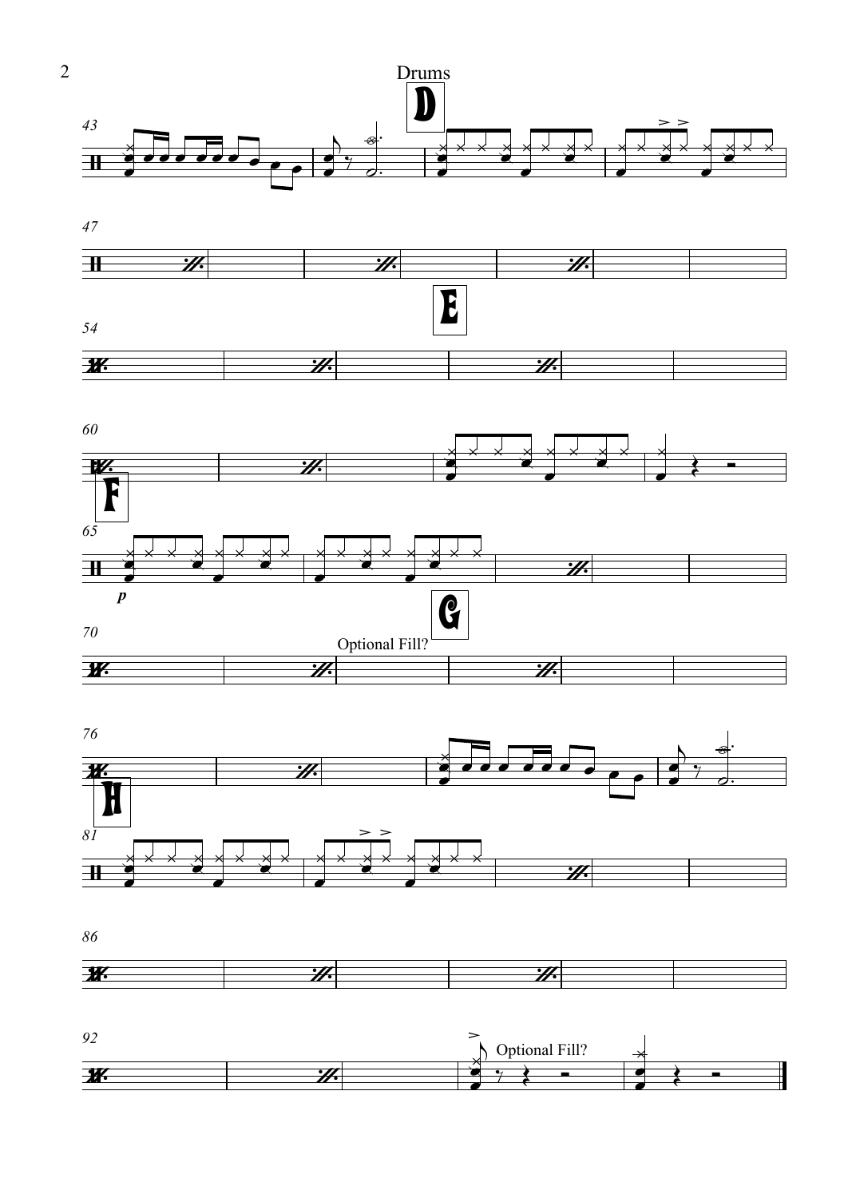Drums

D

E

F

*p*

G

Optional Fill?

H

Optional Fill?